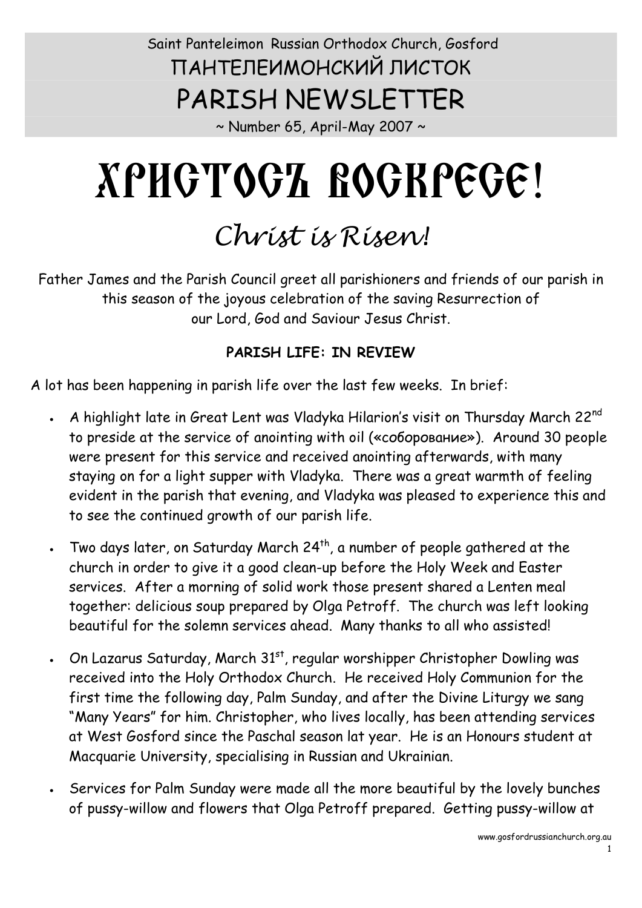Saint Panteleimon Russian Orthodox Church, Gosford

ПАНТЕЛЕИМОНСКИЙ ЛИСТОК

# PARISH NEWSLETTER

~ Number 65, April-May 2007 ~

# ХРИСТОСЪ ВОСКРЕСЕ!

## *Christ is Risen!*

Father James and the Parish Council greet all parishioners and friends of our parish in this season of the joyous celebration of the saving Resurrection of our Lord, God and Saviour Jesus Christ.

**PARISH LIFE: IN REVIEW**

A lot has been happening in parish life over the last few weeks. In brief:

- A highlight late in Great Lent was Vladyka Hilarion's visit on Thursday March 22nd to preside at the service of anointing with oil («соборование»). Around 30 people were present for this service and received anointing afterwards, with many staying on for a light supper with Vladyka. There was a great warmth of feeling evident in the parish that evening, and Vladyka was pleased to experience this and to see the continued growth of our parish life.
- Two days later, on Saturday March 24th, a number of people gathered at the church in order to give it a good clean-up before the Holy Week and Easter services. After a morning of solid work those present shared a Lenten meal together: delicious soup prepared by Olga Petroff. The church was left looking beautiful for the solemn services ahead. Many thanks to all who assisted!
- On Lazarus Saturday, March 31st, regular worshipper Christopher Dowling was received into the Holy Orthodox Church. He received Holy Communion for the first time the following day, Palm Sunday, and after the Divine Liturgy we sang "Many Years" for him. Christopher, who lives locally, has been attending services at West Gosford since the Paschal season lat year. He is an Honours student at Macquarie University, specialising in Russian and Ukrainian.
- Services for Palm Sunday were made all the more beautiful by the lovely bunches of pussy-willow and flowers that Olga Petroff prepared. Getting pussy-willow at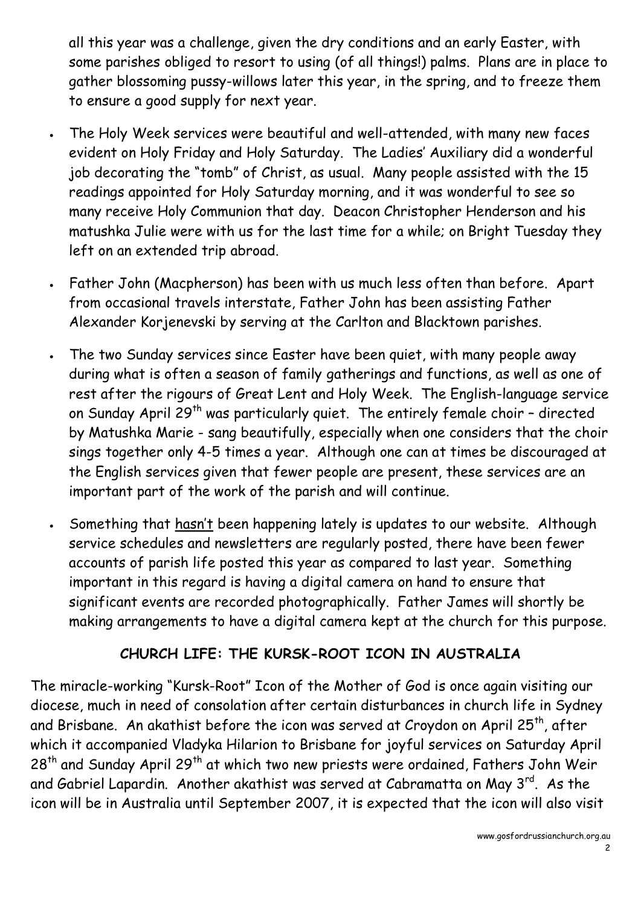all this year was a challenge, given the dry conditions and an early Easter, with some parishes obliged to resort to using (of all things!) palms. Plans are in place to gather blossoming pussy-willows later this year, in the spring, and to freeze them to ensure a good supply for next year.

- The Holy Week services were beautiful and well-attended, with many new faces evident on Holy Friday and Holy Saturday. The Ladies' Auxiliary did a wonderful job decorating the "tomb" of Christ, as usual. Many people assisted with the 15 readings appointed for Holy Saturday morning, and it was wonderful to see so many receive Holy Communion that day. Deacon Christopher Henderson and his matushka Julie were with us for the last time for a while; on Bright Tuesday they left on an extended trip abroad.

- Father John (Macpherson) has been with us much less often than before. Apart from occasional travels interstate, Father John has been assisting Father Alexander Korjenevski by serving at the Carlton and Blacktown parishes.

- The two Sunday services since Easter have been quiet, with many people away during what is often a season of family gatherings and functions, as well as one of rest after the rigours of Great Lent and Holy Week. The English-language service on Sunday April 29th was particularly quiet. The entirely female choir – directed by Matushka Marie - sang beautifully, especially when one considers that the choir sings together only 4-5 times a year. Although one can at times be discouraged at the English services given that fewer people are present, these services are an important part of the work of the parish and will continue.

- Something that hasn't been happening lately is updates to our website. Although service schedules and newsletters are regularly posted, there have been fewer accounts of parish life posted this year as compared to last year. Something important in this regard is having a digital camera on hand to ensure that significant events are recorded photographically. Father James will shortly be making arrangements to have a digital camera kept at the church for this purpose.

## CHURCH LIFE: THE KURSK-ROOT ICON IN AUSTRALIA

The miracle-working "Kursk-Root" Icon of the Mother of God is once again visiting our diocese, much in need of consolation after certain disturbances in church life in Sydney and Brisbane. An akathist before the icon was served at Croydon on April 25th, after which it accompanied Vladyka Hilarion to Brisbane for joyful services on Saturday April 28th and Sunday April 29th at which two new priests were ordained, Fathers John Weir and Gabriel Lapardin. Another akathist was served at Cabramatta on May 3rd. As the icon will be in Australia until September 2007, it is expected that the icon will also visit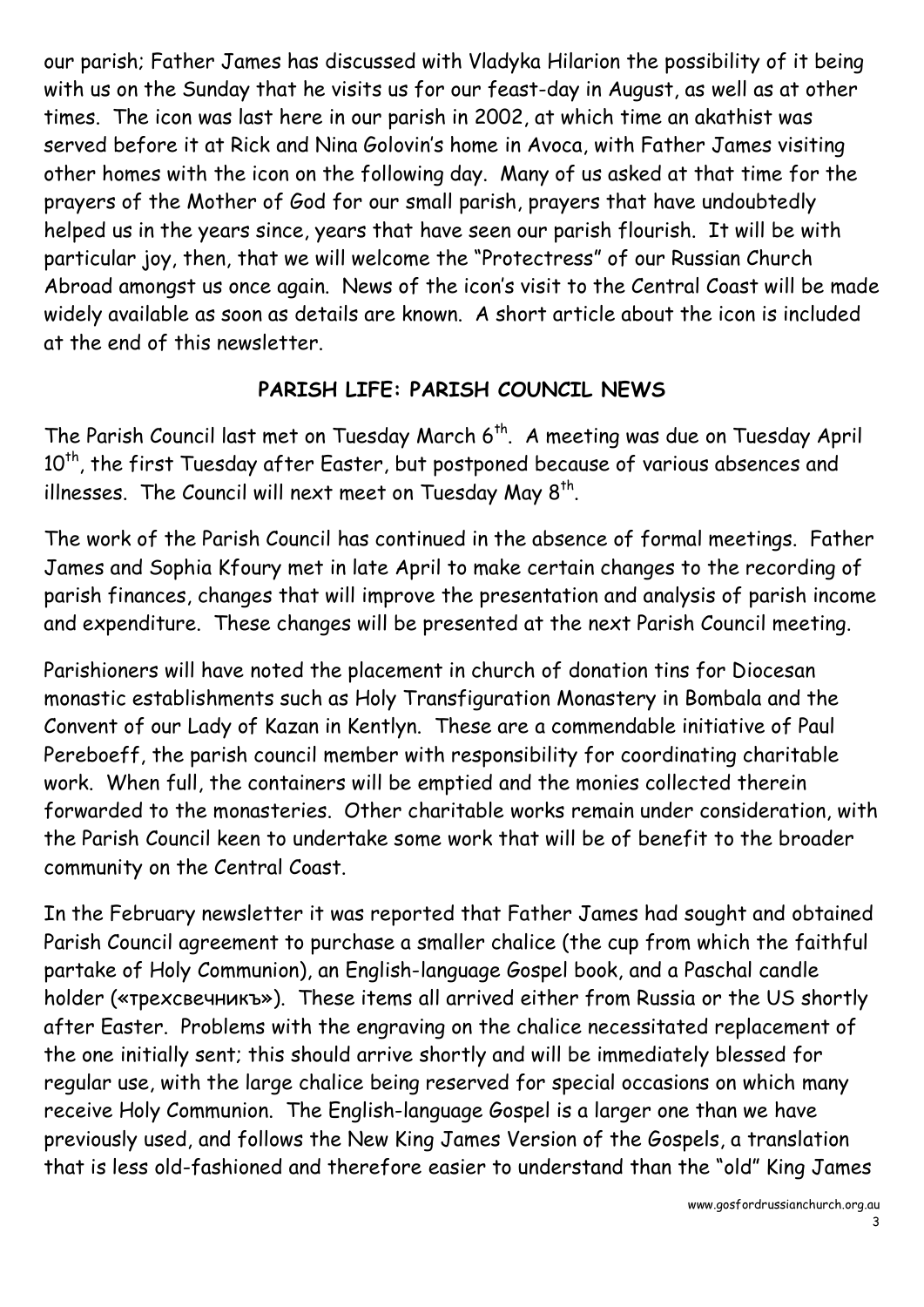our parish; Father James has discussed with Vladyka Hilarion the possibility of it being with us on the Sunday that he visits us for our feast-day in August, as well as at other times. The icon was last here in our parish in 2002, at which time an akathist was served before it at Rick and Nina Golovin's home in Avoca, with Father James visiting other homes with the icon on the following day. Many of us asked at that time for the prayers of the Mother of God for our small parish, prayers that have undoubtedly helped us in the years since, years that have seen our parish flourish. It will be with particular joy, then, that we will welcome the "Protectress" of our Russian Church Abroad amongst us once again. News of the icon's visit to the Central Coast will be made widely available as soon as details are known. A short article about the icon is included at the end of this newsletter.

## PARISH LIFE: PARISH COUNCIL NEWS

The Parish Council last met on Tuesday March 6th. A meeting was due on Tuesday April 10th, the first Tuesday after Easter, but postponed because of various absences and illnesses. The Council will next meet on Tuesday May 8th.

The work of the Parish Council has continued in the absence of formal meetings. Father James and Sophia Kfoury met in late April to make certain changes to the recording of parish finances, changes that will improve the presentation and analysis of parish income and expenditure. These changes will be presented at the next Parish Council meeting.

Parishioners will have noted the placement in church of donation tins for Diocesan monastic establishments such as Holy Transfiguration Monastery in Bombala and the Convent of our Lady of Kazan in Kentlyn. These are a commendable initiative of Paul Pereboeff, the parish council member with responsibility for coordinating charitable work. When full, the containers will be emptied and the monies collected therein forwarded to the monasteries. Other charitable works remain under consideration, with the Parish Council keen to undertake some work that will be of benefit to the broader community on the Central Coast.

In the February newsletter it was reported that Father James had sought and obtained Parish Council agreement to purchase a smaller chalice (the cup from which the faithful partake of Holy Communion), an English-language Gospel book, and a Paschal candle holder («трехсвечникъ»). These items all arrived either from Russia or the US shortly after Easter. Problems with the engraving on the chalice necessitated replacement of the one initially sent; this should arrive shortly and will be immediately blessed for regular use, with the large chalice being reserved for special occasions on which many receive Holy Communion. The English-language Gospel is a larger one than we have previously used, and follows the New King James Version of the Gospels, a translation that is less old-fashioned and therefore easier to understand than the "old" King James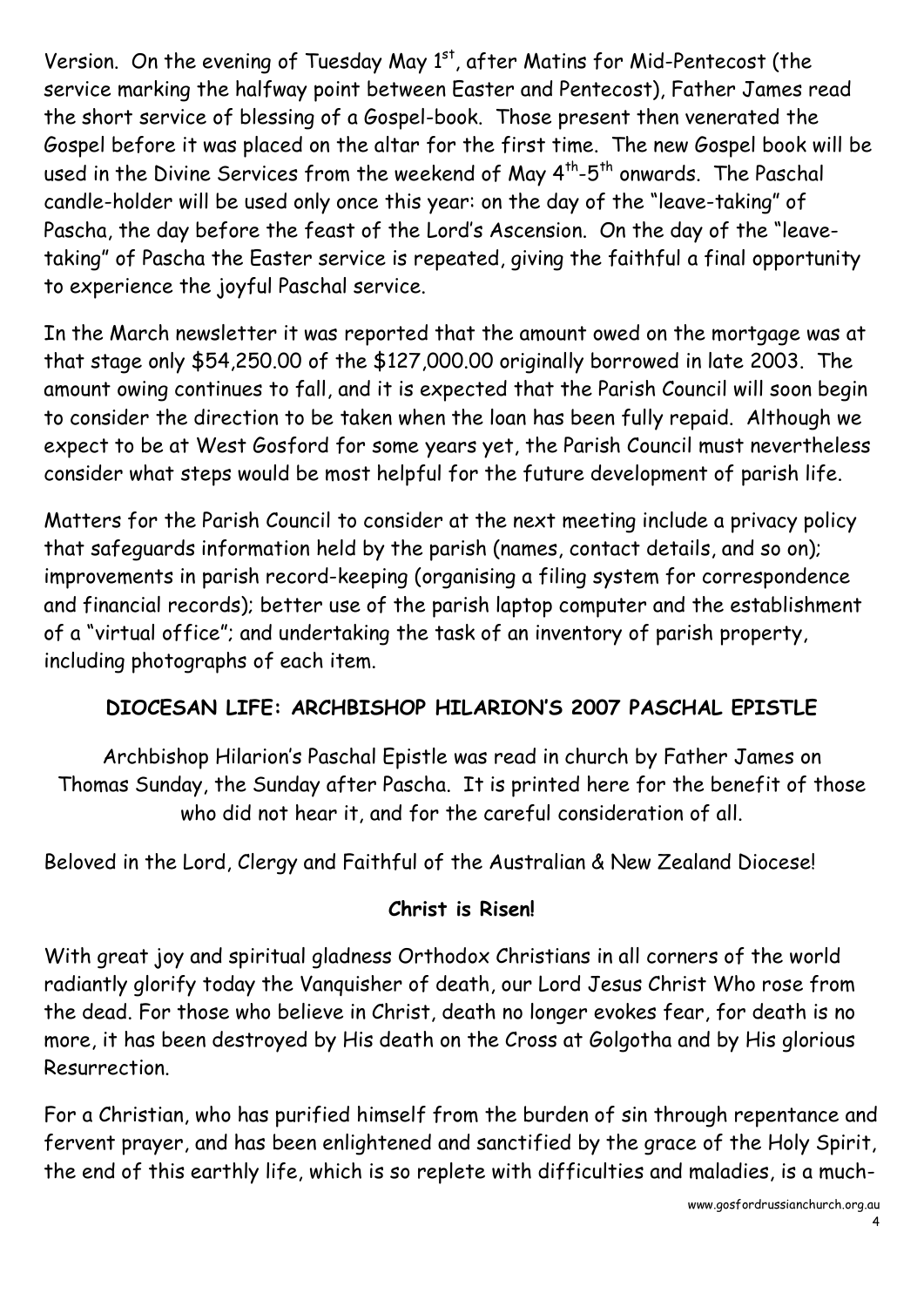Version. On the evening of Tuesday May 1st, after Matins for Mid-Pentecost (the service marking the halfway point between Easter and Pentecost), Father James read the short service of blessing of a Gospel-book. Those present then venerated the Gospel before it was placed on the altar for the first time. The new Gospel book will be used in the Divine Services from the weekend of May 4th-5th onwards. The Paschal candle-holder will be used only once this year: on the day of the "leave-taking" of Pascha, the day before the feast of the Lord's Ascension. On the day of the "leave-taking" of Pascha the Easter service is repeated, giving the faithful a final opportunity to experience the joyful Paschal service.

In the March newsletter it was reported that the amount owed on the mortgage was at that stage only $54,250.00 of the $127,000.00 originally borrowed in late 2003. The amount owing continues to fall, and it is expected that the Parish Council will soon begin to consider the direction to be taken when the loan has been fully repaid. Although we expect to be at West Gosford for some years yet, the Parish Council must nevertheless consider what steps would be most helpful for the future development of parish life.

Matters for the Parish Council to consider at the next meeting include a privacy policy that safeguards information held by the parish (names, contact details, and so on); improvements in parish record-keeping (organising a filing system for correspondence and financial records); better use of the parish laptop computer and the establishment of a "virtual office"; and undertaking the task of an inventory of parish property, including photographs of each item.

## DIOCESAN LIFE: ARCHBISHOP HILARION'S 2007 PASCHAL EPISTLE

Archbishop Hilarion's Paschal Epistle was read in church by Father James on Thomas Sunday, the Sunday after Pascha. It is printed here for the benefit of those who did not hear it, and for the careful consideration of all.

Beloved in the Lord, Clergy and Faithful of the Australian & New Zealand Diocese!

**Christ is Risen!**

With great joy and spiritual gladness Orthodox Christians in all corners of the world radiantly glorify today the Vanquisher of death, our Lord Jesus Christ Who rose from the dead. For those who believe in Christ, death no longer evokes fear, for death is no more, it has been destroyed by His death on the Cross at Golgotha and by His glorious Resurrection.

For a Christian, who has purified himself from the burden of sin through repentance and fervent prayer, and has been enlightened and sanctified by the grace of the Holy Spirit, the end of this earthly life, which is so replete with difficulties and maladies, is a much-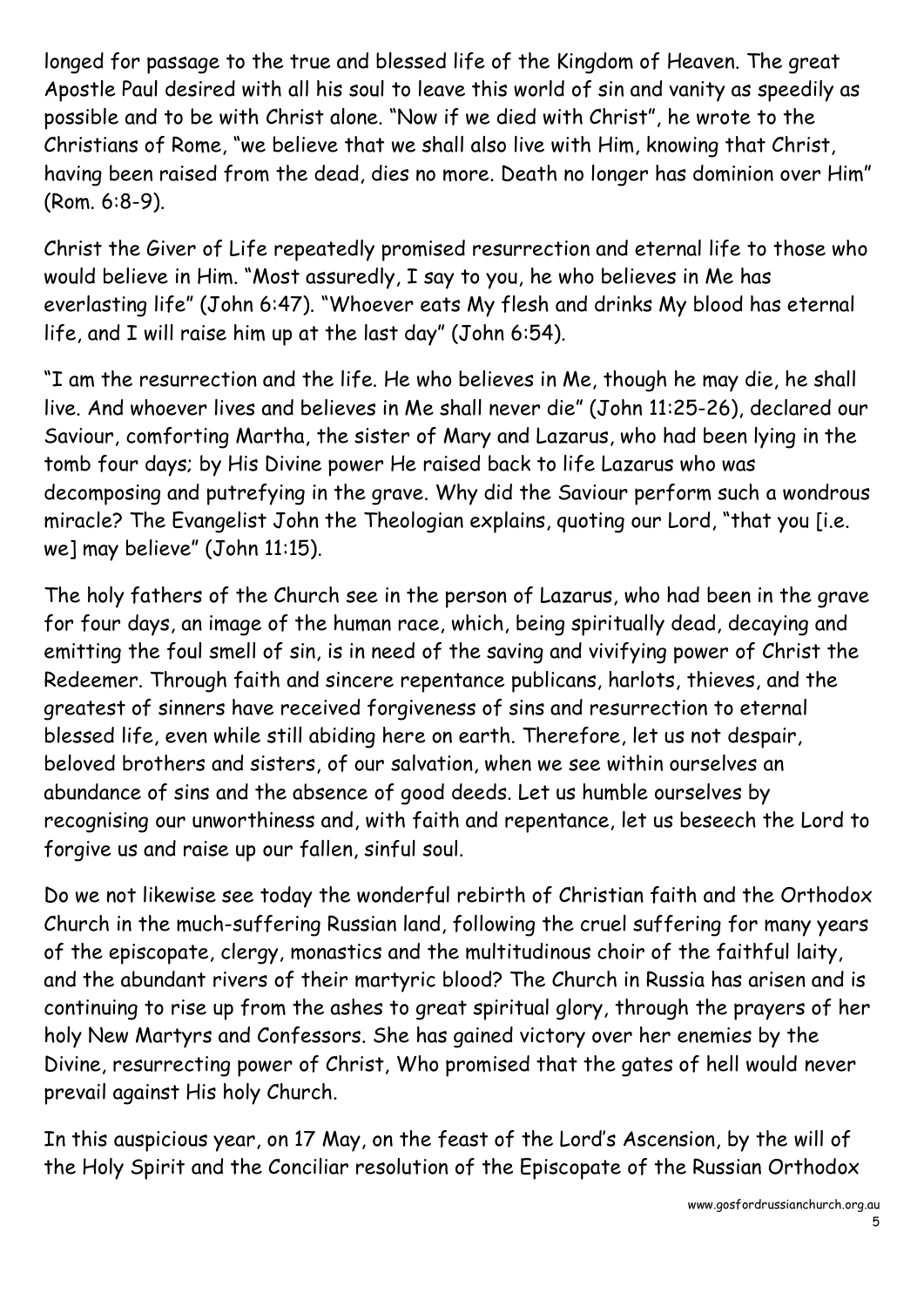longed for passage to the true and blessed life of the Kingdom of Heaven. The great Apostle Paul desired with all his soul to leave this world of sin and vanity as speedily as possible and to be with Christ alone. "Now if we died with Christ", he wrote to the Christians of Rome, "we believe that we shall also live with Him, knowing that Christ, having been raised from the dead, dies no more. Death no longer has dominion over Him" (Rom. 6:8-9).

Christ the Giver of Life repeatedly promised resurrection and eternal life to those who would believe in Him. "Most assuredly, I say to you, he who believes in Me has everlasting life" (John 6:47). "Whoever eats My flesh and drinks My blood has eternal life, and I will raise him up at the last day" (John 6:54).

"I am the resurrection and the life. He who believes in Me, though he may die, he shall live. And whoever lives and believes in Me shall never die" (John 11:25-26), declared our Saviour, comforting Martha, the sister of Mary and Lazarus, who had been lying in the tomb four days; by His Divine power He raised back to life Lazarus who was decomposing and putrefying in the grave. Why did the Saviour perform such a wondrous miracle? The Evangelist John the Theologian explains, quoting our Lord, "that you [i.e. we] may believe" (John 11:15).

The holy fathers of the Church see in the person of Lazarus, who had been in the grave for four days, an image of the human race, which, being spiritually dead, decaying and emitting the foul smell of sin, is in need of the saving and vivifying power of Christ the Redeemer. Through faith and sincere repentance publicans, harlots, thieves, and the greatest of sinners have received forgiveness of sins and resurrection to eternal blessed life, even while still abiding here on earth. Therefore, let us not despair, beloved brothers and sisters, of our salvation, when we see within ourselves an abundance of sins and the absence of good deeds. Let us humble ourselves by recognising our unworthiness and, with faith and repentance, let us beseech the Lord to forgive us and raise up our fallen, sinful soul.

Do we not likewise see today the wonderful rebirth of Christian faith and the Orthodox Church in the much-suffering Russian land, following the cruel suffering for many years of the episcopate, clergy, monastics and the multitudinous choir of the faithful laity, and the abundant rivers of their martyric blood? The Church in Russia has arisen and is continuing to rise up from the ashes to great spiritual glory, through the prayers of her holy New Martyrs and Confessors. She has gained victory over her enemies by the Divine, resurrecting power of Christ, Who promised that the gates of hell would never prevail against His holy Church.

In this auspicious year, on 17 May, on the feast of the Lord's Ascension, by the will of the Holy Spirit and the Conciliar resolution of the Episcopate of the Russian Orthodox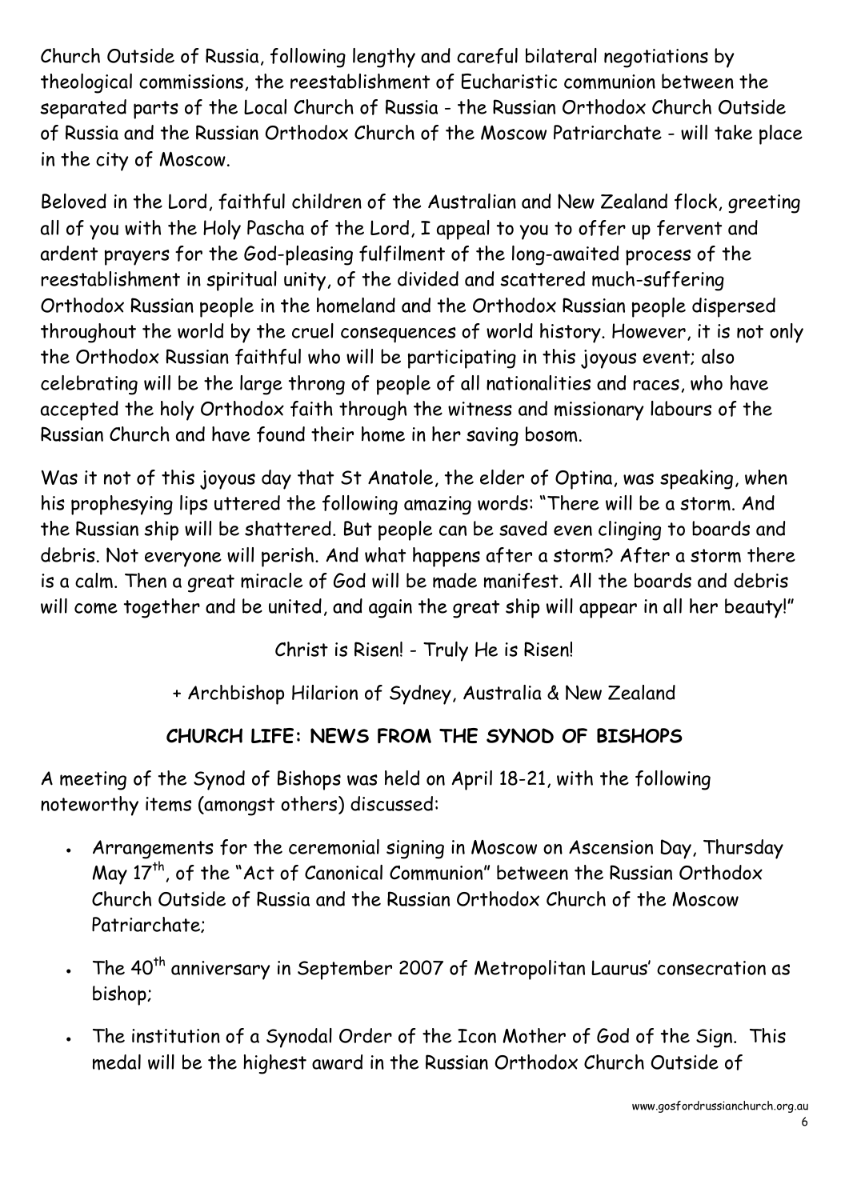Church Outside of Russia, following lengthy and careful bilateral negotiations by theological commissions, the reestablishment of Eucharistic communion between the separated parts of the Local Church of Russia - the Russian Orthodox Church Outside of Russia and the Russian Orthodox Church of the Moscow Patriarchate - will take place in the city of Moscow.

Beloved in the Lord, faithful children of the Australian and New Zealand flock, greeting all of you with the Holy Pascha of the Lord, I appeal to you to offer up fervent and ardent prayers for the God-pleasing fulfilment of the long-awaited process of the reestablishment in spiritual unity, of the divided and scattered much-suffering Orthodox Russian people in the homeland and the Orthodox Russian people dispersed throughout the world by the cruel consequences of world history. However, it is not only the Orthodox Russian faithful who will be participating in this joyous event; also celebrating will be the large throng of people of all nationalities and races, who have accepted the holy Orthodox faith through the witness and missionary labours of the Russian Church and have found their home in her saving bosom.

Was it not of this joyous day that St Anatole, the elder of Optina, was speaking, when his prophesying lips uttered the following amazing words: "There will be a storm. And the Russian ship will be shattered. But people can be saved even clinging to boards and debris. Not everyone will perish. And what happens after a storm? After a storm there is a calm. Then a great miracle of God will be made manifest. All the boards and debris will come together and be united, and again the great ship will appear in all her beauty!"

Christ is Risen! - Truly He is Risen!

+ Archbishop Hilarion of Sydney, Australia & New Zealand

**CHURCH LIFE: NEWS FROM THE SYNOD OF BISHOPS**

A meeting of the Synod of Bishops was held on April 18-21, with the following noteworthy items (amongst others) discussed:

- Arrangements for the ceremonial signing in Moscow on Ascension Day, Thursday May 17th, of the "Act of Canonical Communion" between the Russian Orthodox Church Outside of Russia and the Russian Orthodox Church of the Moscow Patriarchate;
- The 40th anniversary in September 2007 of Metropolitan Laurus' consecration as bishop;
- The institution of a Synodal Order of the Icon Mother of God of the Sign. This medal will be the highest award in the Russian Orthodox Church Outside of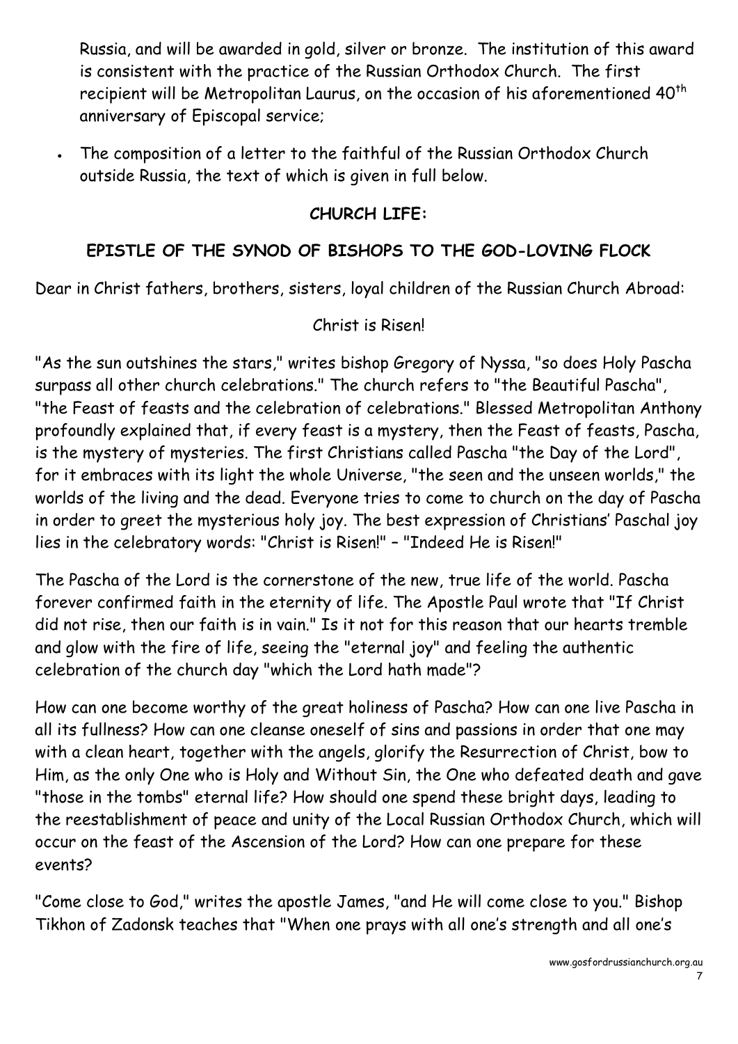Russia, and will be awarded in gold, silver or bronze. The institution of this award is consistent with the practice of the Russian Orthodox Church. The first recipient will be Metropolitan Laurus, on the occasion of his aforementioned 40th anniversary of Episcopal service;

- The composition of a letter to the faithful of the Russian Orthodox Church outside Russia, the text of which is given in full below.

## CHURCH LIFE:

## EPISTLE OF THE SYNOD OF BISHOPS TO THE GOD-LOVING FLOCK

Dear in Christ fathers, brothers, sisters, loyal children of the Russian Church Abroad:

Christ is Risen!

"As the sun outshines the stars," writes bishop Gregory of Nyssa, "so does Holy Pascha surpass all other church celebrations." The church refers to "the Beautiful Pascha", "the Feast of feasts and the celebration of celebrations." Blessed Metropolitan Anthony profoundly explained that, if every feast is a mystery, then the Feast of feasts, Pascha, is the mystery of mysteries. The first Christians called Pascha "the Day of the Lord", for it embraces with its light the whole Universe, "the seen and the unseen worlds," the worlds of the living and the dead. Everyone tries to come to church on the day of Pascha in order to greet the mysterious holy joy. The best expression of Christians' Paschal joy lies in the celebratory words: "Christ is Risen!" – "Indeed He is Risen!"

The Pascha of the Lord is the cornerstone of the new, true life of the world. Pascha forever confirmed faith in the eternity of life. The Apostle Paul wrote that "If Christ did not rise, then our faith is in vain." Is it not for this reason that our hearts tremble and glow with the fire of life, seeing the "eternal joy" and feeling the authentic celebration of the church day "which the Lord hath made"?

How can one become worthy of the great holiness of Pascha? How can one live Pascha in all its fullness? How can one cleanse oneself of sins and passions in order that one may with a clean heart, together with the angels, glorify the Resurrection of Christ, bow to Him, as the only One who is Holy and Without Sin, the One who defeated death and gave "those in the tombs" eternal life? How should one spend these bright days, leading to the reestablishment of peace and unity of the Local Russian Orthodox Church, which will occur on the feast of the Ascension of the Lord? How can one prepare for these events?

"Come close to God," writes the apostle James, "and He will come close to you." Bishop Tikhon of Zadonsk teaches that "When one prays with all one's strength and all one's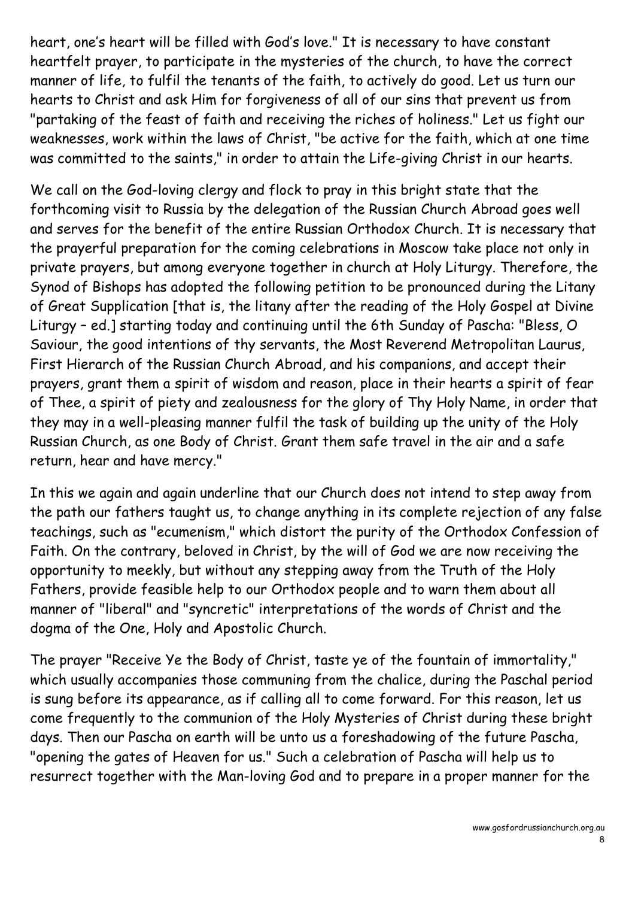heart, one's heart will be filled with God's love." It is necessary to have constant heartfelt prayer, to participate in the mysteries of the church, to have the correct manner of life, to fulfil the tenants of the faith, to actively do good. Let us turn our hearts to Christ and ask Him for forgiveness of all of our sins that prevent us from "partaking of the feast of faith and receiving the riches of holiness." Let us fight our weaknesses, work within the laws of Christ, "be active for the faith, which at one time was committed to the saints," in order to attain the Life-giving Christ in our hearts.

We call on the God-loving clergy and flock to pray in this bright state that the forthcoming visit to Russia by the delegation of the Russian Church Abroad goes well and serves for the benefit of the entire Russian Orthodox Church. It is necessary that the prayerful preparation for the coming celebrations in Moscow take place not only in private prayers, but among everyone together in church at Holy Liturgy. Therefore, the Synod of Bishops has adopted the following petition to be pronounced during the Litany of Great Supplication [that is, the litany after the reading of the Holy Gospel at Divine Liturgy – ed.] starting today and continuing until the 6th Sunday of Pascha: "Bless, O Saviour, the good intentions of thy servants, the Most Reverend Metropolitan Laurus, First Hierarch of the Russian Church Abroad, and his companions, and accept their prayers, grant them a spirit of wisdom and reason, place in their hearts a spirit of fear of Thee, a spirit of piety and zealousness for the glory of Thy Holy Name, in order that they may in a well-pleasing manner fulfil the task of building up the unity of the Holy Russian Church, as one Body of Christ. Grant them safe travel in the air and a safe return, hear and have mercy."

In this we again and again underline that our Church does not intend to step away from the path our fathers taught us, to change anything in its complete rejection of any false teachings, such as "ecumenism," which distort the purity of the Orthodox Confession of Faith. On the contrary, beloved in Christ, by the will of God we are now receiving the opportunity to meekly, but without any stepping away from the Truth of the Holy Fathers, provide feasible help to our Orthodox people and to warn them about all manner of "liberal" and "syncretic" interpretations of the words of Christ and the dogma of the One, Holy and Apostolic Church.

The prayer "Receive Ye the Body of Christ, taste ye of the fountain of immortality," which usually accompanies those communing from the chalice, during the Paschal period is sung before its appearance, as if calling all to come forward. For this reason, let us come frequently to the communion of the Holy Mysteries of Christ during these bright days. Then our Pascha on earth will be unto us a foreshadowing of the future Pascha, "opening the gates of Heaven for us." Such a celebration of Pascha will help us to resurrect together with the Man-loving God and to prepare in a proper manner for the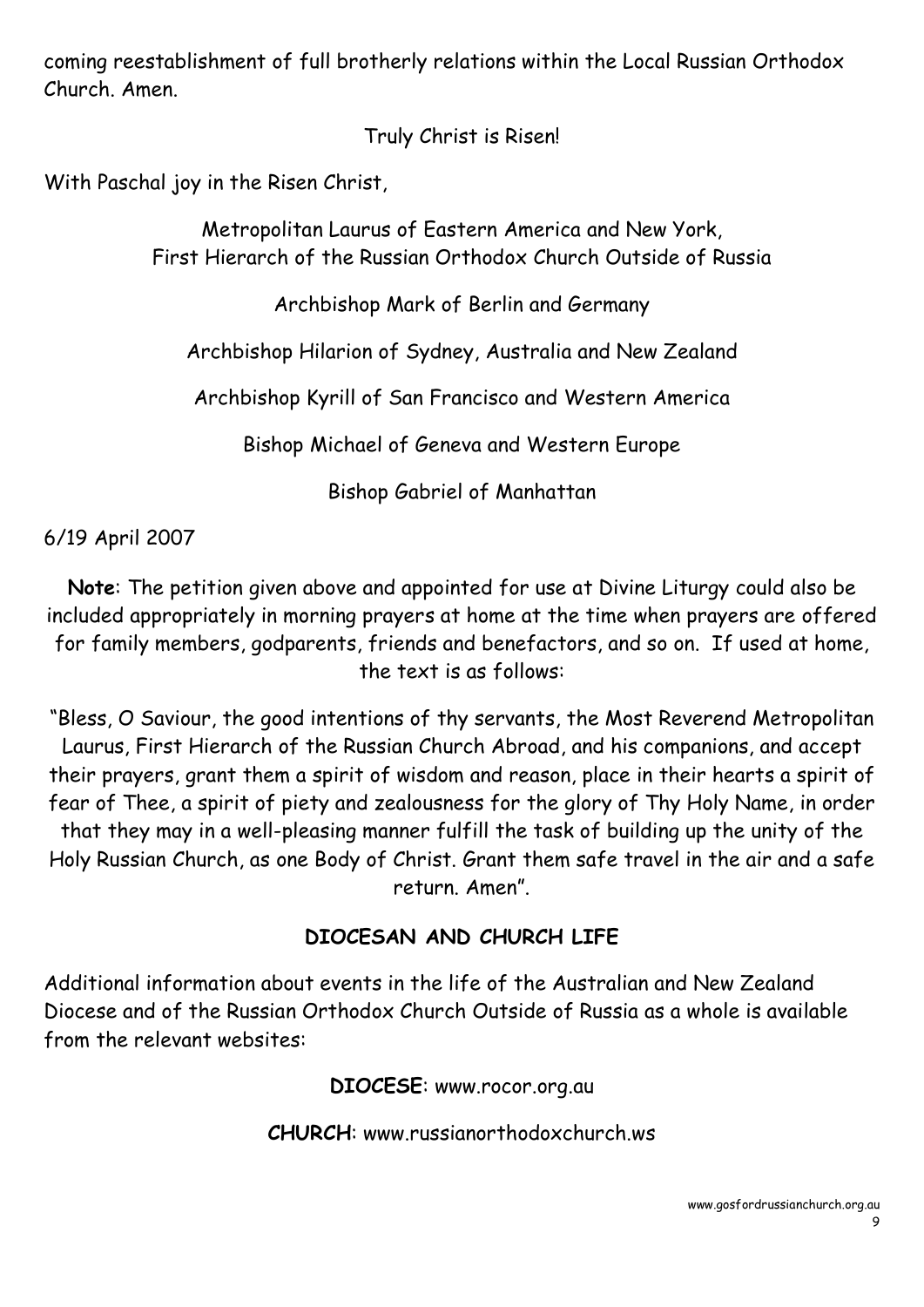coming reestablishment of full brotherly relations within the Local Russian Orthodox Church. Amen.

Truly Christ is Risen!

With Paschal joy in the Risen Christ,

Metropolitan Laurus of Eastern America and New York,
First Hierarch of the Russian Orthodox Church Outside of Russia

Archbishop Mark of Berlin and Germany

Archbishop Hilarion of Sydney, Australia and New Zealand

Archbishop Kyrill of San Francisco and Western America

Bishop Michael of Geneva and Western Europe

Bishop Gabriel of Manhattan

6/19 April 2007

**Note**: The petition given above and appointed for use at Divine Liturgy could also be included appropriately in morning prayers at home at the time when prayers are offered for family members, godparents, friends and benefactors, and so on. If used at home, the text is as follows:

"Bless, O Saviour, the good intentions of thy servants, the Most Reverend Metropolitan Laurus, First Hierarch of the Russian Church Abroad, and his companions, and accept their prayers, grant them a spirit of wisdom and reason, place in their hearts a spirit of fear of Thee, a spirit of piety and zealousness for the glory of Thy Holy Name, in order that they may in a well-pleasing manner fulfill the task of building up the unity of the Holy Russian Church, as one Body of Christ. Grant them safe travel in the air and a safe return. Amen".

## DIOCESAN AND CHURCH LIFE

Additional information about events in the life of the Australian and New Zealand Diocese and of the Russian Orthodox Church Outside of Russia as a whole is available from the relevant websites:

**DIOCESE**: www.rocor.org.au

**CHURCH**: www.russianorthodoxchurch.ws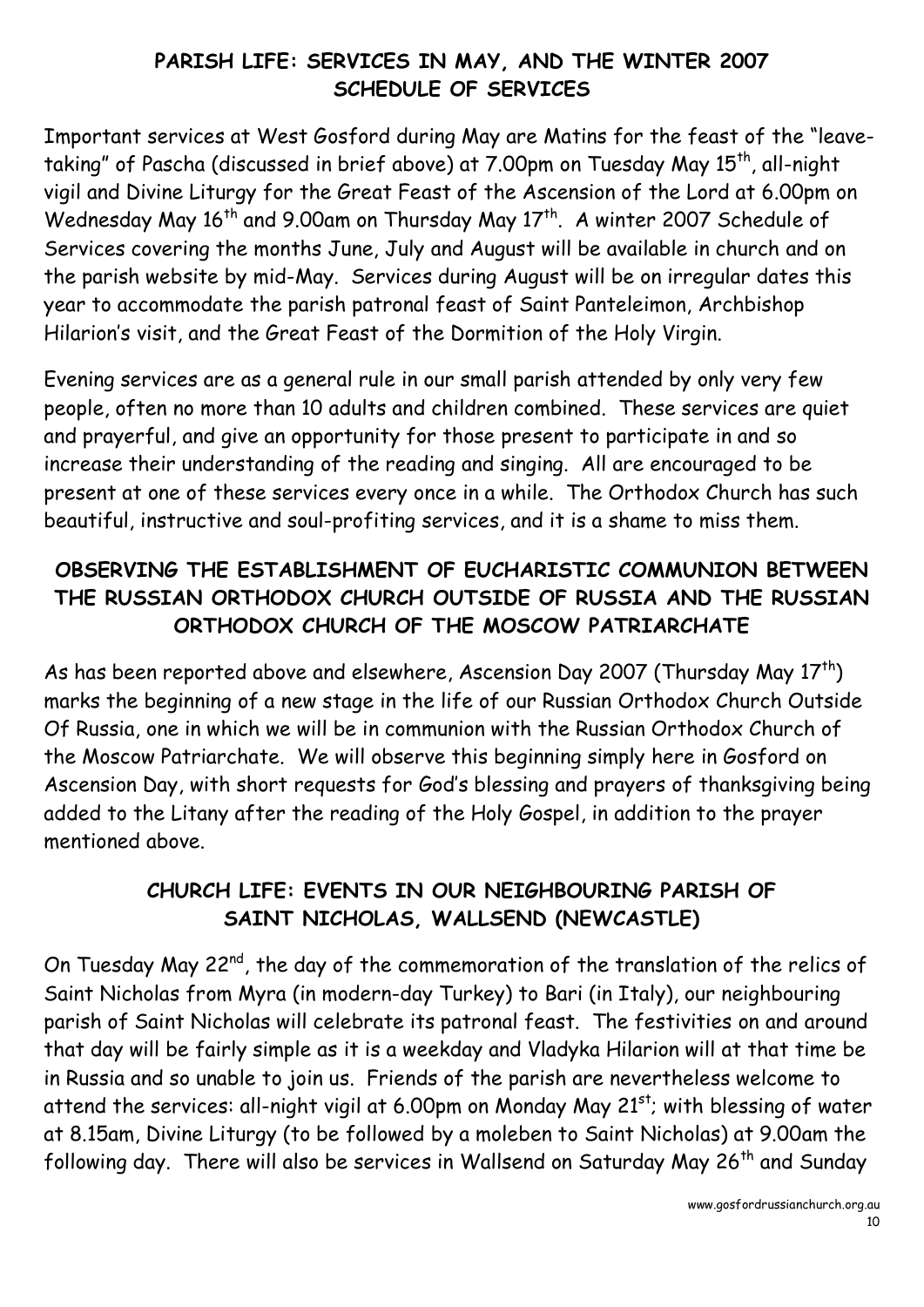## PARISH LIFE: SERVICES IN MAY, AND THE WINTER 2007 SCHEDULE OF SERVICES

Important services at West Gosford during May are Matins for the feast of the "leave-taking" of Pascha (discussed in brief above) at 7.00pm on Tuesday May 15th, all-night vigil and Divine Liturgy for the Great Feast of the Ascension of the Lord at 6.00pm on Wednesday May 16th and 9.00am on Thursday May 17th. A winter 2007 Schedule of Services covering the months June, July and August will be available in church and on the parish website by mid-May. Services during August will be on irregular dates this year to accommodate the parish patronal feast of Saint Panteleimon, Archbishop Hilarion's visit, and the Great Feast of the Dormition of the Holy Virgin.

Evening services are as a general rule in our small parish attended by only very few people, often no more than 10 adults and children combined. These services are quiet and prayerful, and give an opportunity for those present to participate in and so increase their understanding of the reading and singing. All are encouraged to be present at one of these services every once in a while. The Orthodox Church has such beautiful, instructive and soul-profiting services, and it is a shame to miss them.

## OBSERVING THE ESTABLISHMENT OF EUCHARISTIC COMMUNION BETWEEN THE RUSSIAN ORTHODOX CHURCH OUTSIDE OF RUSSIA AND THE RUSSIAN ORTHODOX CHURCH OF THE MOSCOW PATRIARCHATE

As has been reported above and elsewhere, Ascension Day 2007 (Thursday May 17th) marks the beginning of a new stage in the life of our Russian Orthodox Church Outside Of Russia, one in which we will be in communion with the Russian Orthodox Church of the Moscow Patriarchate. We will observe this beginning simply here in Gosford on Ascension Day, with short requests for God's blessing and prayers of thanksgiving being added to the Litany after the reading of the Holy Gospel, in addition to the prayer mentioned above.

## CHURCH LIFE: EVENTS IN OUR NEIGHBOURING PARISH OF SAINT NICHOLAS, WALLSEND (NEWCASTLE)

On Tuesday May 22nd, the day of the commemoration of the translation of the relics of Saint Nicholas from Myra (in modern-day Turkey) to Bari (in Italy), our neighbouring parish of Saint Nicholas will celebrate its patronal feast. The festivities on and around that day will be fairly simple as it is a weekday and Vladyka Hilarion will at that time be in Russia and so unable to join us. Friends of the parish are nevertheless welcome to attend the services: all-night vigil at 6.00pm on Monday May 21st; with blessing of water at 8.15am, Divine Liturgy (to be followed by a moleben to Saint Nicholas) at 9.00am the following day. There will also be services in Wallsend on Saturday May 26th and Sunday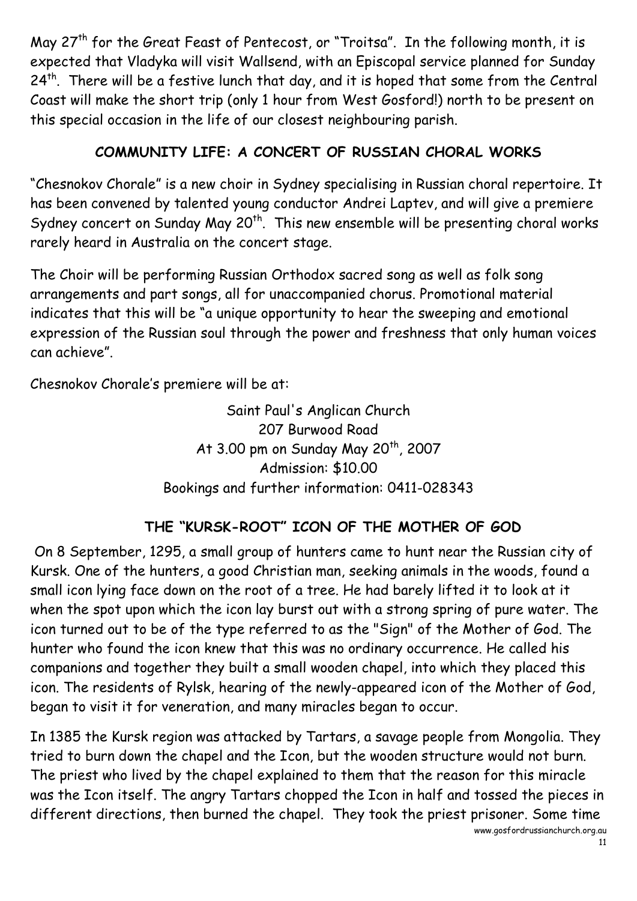May 27th for the Great Feast of Pentecost, or "Troitsa". In the following month, it is expected that Vladyka will visit Wallsend, with an Episcopal service planned for Sunday 24th. There will be a festive lunch that day, and it is hoped that some from the Central Coast will make the short trip (only 1 hour from West Gosford!) north to be present on this special occasion in the life of our closest neighbouring parish.

## COMMUNITY LIFE: A CONCERT OF RUSSIAN CHORAL WORKS

"Chesnokov Chorale" is a new choir in Sydney specialising in Russian choral repertoire. It has been convened by talented young conductor Andrei Laptev, and will give a premiere Sydney concert on Sunday May 20th. This new ensemble will be presenting choral works rarely heard in Australia on the concert stage.

The Choir will be performing Russian Orthodox sacred song as well as folk song arrangements and part songs, all for unaccompanied chorus. Promotional material indicates that this will be "a unique opportunity to hear the sweeping and emotional expression of the Russian soul through the power and freshness that only human voices can achieve".

Chesnokov Chorale's premiere will be at:

Saint Paul's Anglican Church
207 Burwood Road
At 3.00 pm on Sunday May 20th, 2007
Admission: $10.00
Bookings and further information: 0411-028343

## THE "KURSK-ROOT" ICON OF THE MOTHER OF GOD

On 8 September, 1295, a small group of hunters came to hunt near the Russian city of Kursk. One of the hunters, a good Christian man, seeking animals in the woods, found a small icon lying face down on the root of a tree. He had barely lifted it to look at it when the spot upon which the icon lay burst out with a strong spring of pure water. The icon turned out to be of the type referred to as the "Sign" of the Mother of God. The hunter who found the icon knew that this was no ordinary occurrence. He called his companions and together they built a small wooden chapel, into which they placed this icon. The residents of Rylsk, hearing of the newly-appeared icon of the Mother of God, began to visit it for veneration, and many miracles began to occur.

In 1385 the Kursk region was attacked by Tartars, a savage people from Mongolia. They tried to burn down the chapel and the Icon, but the wooden structure would not burn. The priest who lived by the chapel explained to them that the reason for this miracle was the Icon itself. The angry Tartars chopped the Icon in half and tossed the pieces in different directions, then burned the chapel. They took the priest prisoner. Some time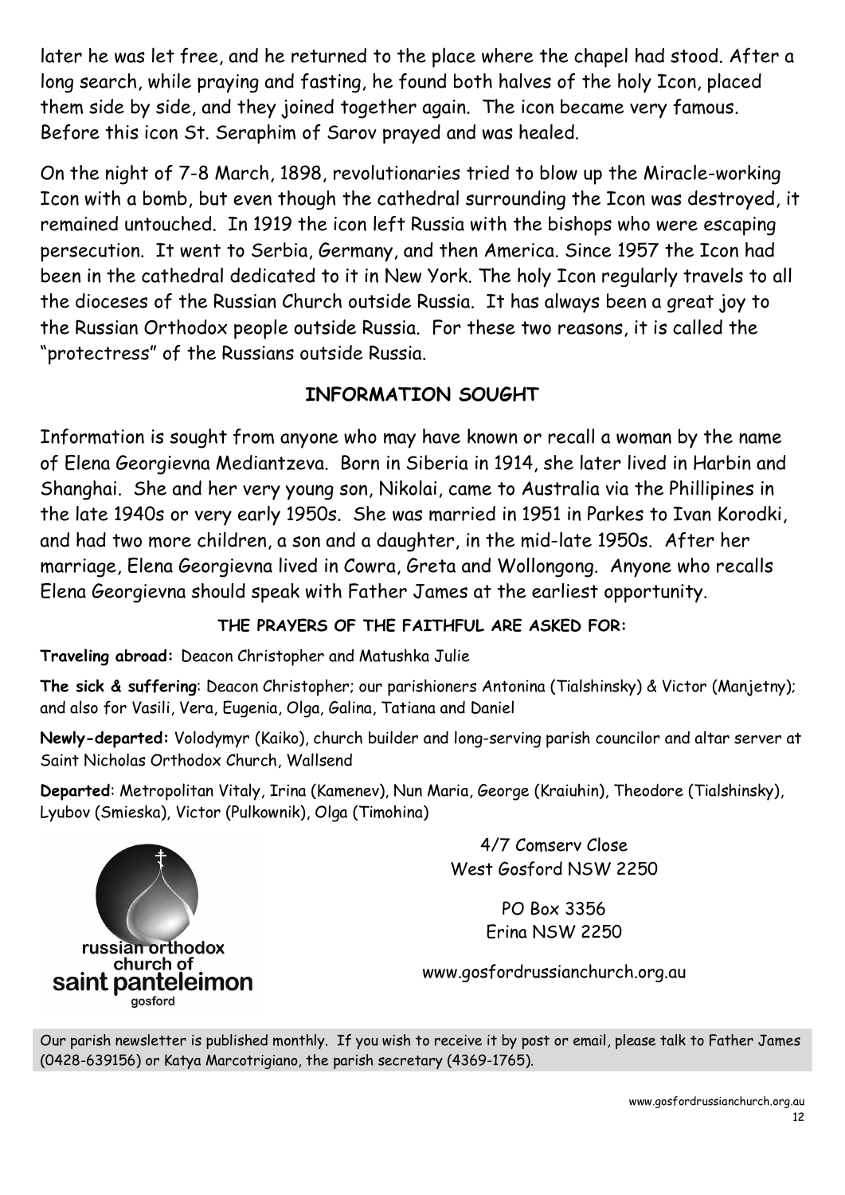later he was let free, and he returned to the place where the chapel had stood. After a long search, while praying and fasting, he found both halves of the holy Icon, placed them side by side, and they joined together again. The icon became very famous. Before this icon St. Seraphim of Sarov prayed and was healed.

On the night of 7-8 March, 1898, revolutionaries tried to blow up the Miracle-working Icon with a bomb, but even though the cathedral surrounding the Icon was destroyed, it remained untouched. In 1919 the icon left Russia with the bishops who were escaping persecution. It went to Serbia, Germany, and then America. Since 1957 the Icon had been in the cathedral dedicated to it in New York. The holy Icon regularly travels to all the dioceses of the Russian Church outside Russia. It has always been a great joy to the Russian Orthodox people outside Russia. For these two reasons, it is called the "protectress" of the Russians outside Russia.

## INFORMATION SOUGHT

Information is sought from anyone who may have known or recall a woman by the name of Elena Georgievna Mediantzeva. Born in Siberia in 1914, she later lived in Harbin and Shanghai. She and her very young son, Nikolai, came to Australia via the Phillipines in the late 1940s or very early 1950s. She was married in 1951 in Parkes to Ivan Korodki, and had two more children, a son and a daughter, in the mid-late 1950s. After her marriage, Elena Georgievna lived in Cowra, Greta and Wollongong. Anyone who recalls Elena Georgievna should speak with Father James at the earliest opportunity.

### THE PRAYERS OF THE FAITHFUL ARE ASKED FOR:

**Traveling abroad:** Deacon Christopher and Matushka Julie

**The sick & suffering**: Deacon Christopher; our parishioners Antonina (Tialshinsky) & Victor (Manjetny); and also for Vasili, Vera, Eugenia, Olga, Galina, Tatiana and Daniel

**Newly-departed:** Volodymyr (Kaiko), church builder and long-serving parish councilor and altar server at Saint Nicholas Orthodox Church, Wallsend

**Departed**: Metropolitan Vitaly, Irina (Kamenev), Nun Maria, George (Kraiuhin), Theodore (Tialshinsky), Lyubov (Smieska), Victor (Pulkownik), Olga (Timohina)

russian orthodox church of saint panteleimon gosford

4/7 Comserv Close
West Gosford NSW 2250

PO Box 3356
Erina NSW 2250

www.gosfordrussianchurch.org.au

Our parish newsletter is published monthly. If you wish to receive it by post or email, please talk to Father James (0428-639156) or Katya Marcotrigiano, the parish secretary (4369-1765).